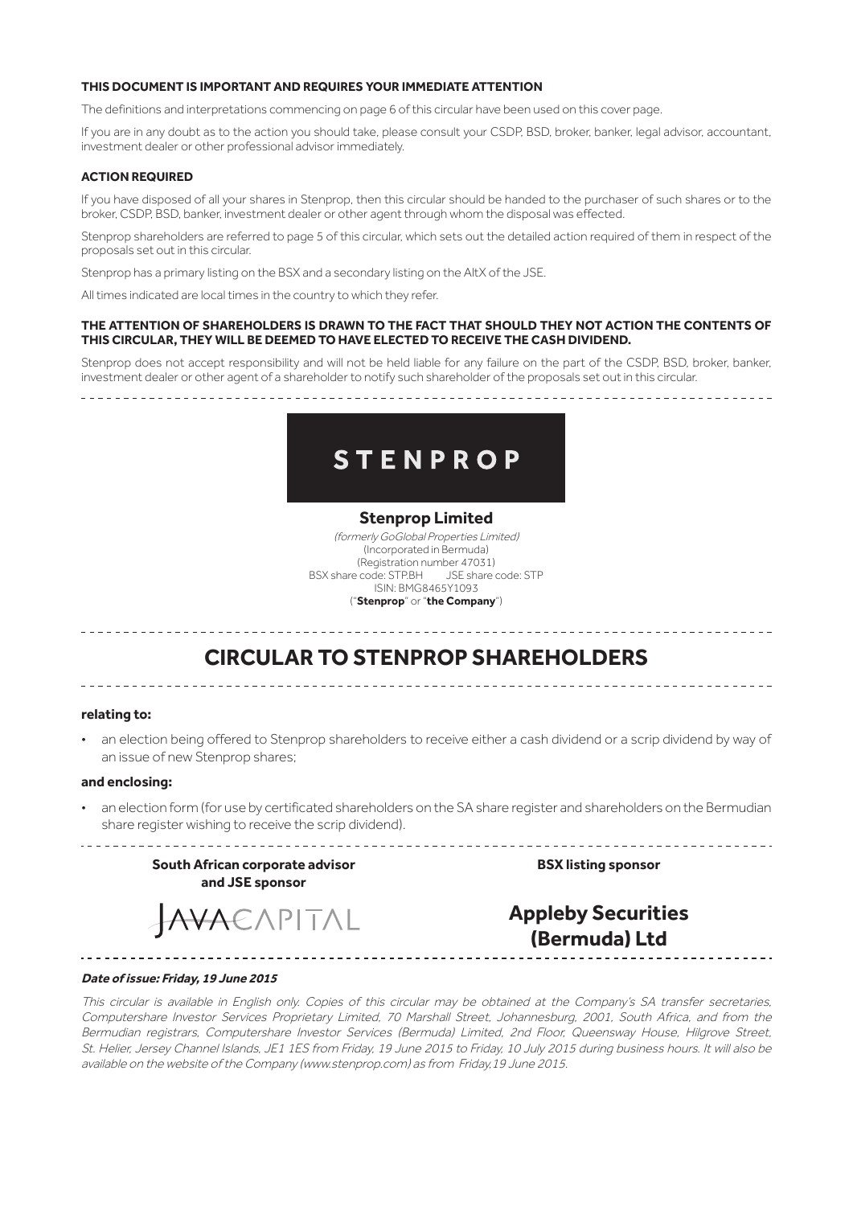**THIS DOCUMENT IS IMPORTANT AND REQUIRES YOUR IMMEDIATE ATTENTION**

The definitions and interpretations commencing on page 6 of this circular have been used on this cover page.

If you are in any doubt as to the action you should take, please consult your CSDP, BSD, broker, banker, legal advisor, accountant, investment dealer or other professional advisor immediately.

**ACTION REQUIRED**

If you have disposed of all your shares in Stenprop, then this circular should be handed to the purchaser of such shares or to the broker, CSDP, BSD, banker, investment dealer or other agent through whom the disposal was effected.

Stenprop shareholders are referred to page 5 of this circular, which sets out the detailed action required of them in respect of the proposals set out in this circular.

Stenprop has a primary listing on the BSX and a secondary listing on the AltX of the JSE.

All times indicated are local times in the country to which they refer.

**THE ATTENTION OF SHAREHOLDERS IS DRAWN TO THE FACT THAT SHOULD THEY NOT ACTION THE CONTENTS OF THIS CIRCULAR, THEY WILL BE DEEMED TO HAVE ELECTED TO RECEIVE THE CASH DIVIDEND.**

Stenprop does not accept responsibility and will not be held liable for any failure on the part of the CSDP, BSD, broker, banker, investment dealer or other agent of a shareholder to notify such shareholder of the proposals set out in this circular.

STENPROP

**Stenprop Limited**

*(formerly GoGlobal Properties Limited)*
(Incorporated in Bermuda)
(Registration number 47031)
BSX share code: STP.BH JSE share code: STP
ISIN: BMG8465Y1093
("**Stenprop**" or "**the Company**")

# CIRCULAR TO STENPROP SHAREHOLDERS

**relating to:**

- an election being offered to Stenprop shareholders to receive either a cash dividend or a scrip dividend by way of an issue of new Stenprop shares;

**and enclosing:**

- an election form (for use by certificated shareholders on the SA share register and shareholders on the Bermudian share register wishing to receive the scrip dividend).

**South African corporate advisor and JSE sponsor**

JAVACAPITAL

**BSX listing sponsor**

**Appleby Securities (Bermuda) Ltd**

***Date of issue: Friday, 19 June 2015***

*This circular is available in English only. Copies of this circular may be obtained at the Company's SA transfer secretaries, Computershare Investor Services Proprietary Limited, 70 Marshall Street, Johannesburg, 2001, South Africa, and from the Bermudian registrars, Computershare Investor Services (Bermuda) Limited, 2nd Floor, Queensway House, Hilgrove Street, St. Helier, Jersey Channel Islands, JE1 1ES from Friday, 19 June 2015 to Friday, 10 July 2015 during business hours. It will also be available on the website of the Company (www.stenprop.com) as from Friday,19 June 2015.*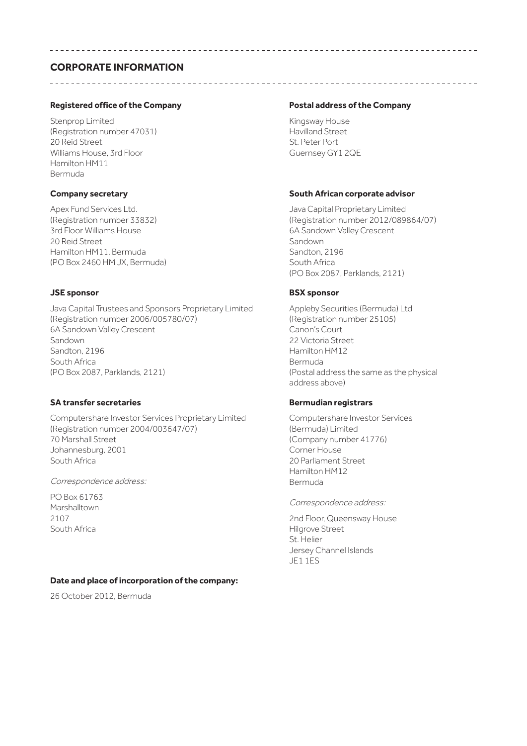## CORPORATE INFORMATION

### Registered office of the Company

Stenprop Limited
(Registration number 47031)
20 Reid Street
Williams House, 3rd Floor
Hamilton HM11
Bermuda

### Postal address of the Company

Kingsway House
Havilland Street
St. Peter Port
Guernsey GY1 2QE

### Company secretary

Apex Fund Services Ltd.
(Registration number 33832)
3rd Floor Williams House
20 Reid Street
Hamilton HM11, Bermuda
(PO Box 2460 HM JX, Bermuda)

### South African corporate advisor

Java Capital Proprietary Limited
(Registration number 2012/089864/07)
6A Sandown Valley Crescent
Sandown
Sandton, 2196
South Africa
(PO Box 2087, Parklands, 2121)

### JSE sponsor

Java Capital Trustees and Sponsors Proprietary Limited
(Registration number 2006/005780/07)
6A Sandown Valley Crescent
Sandown
Sandton, 2196
South Africa
(PO Box 2087, Parklands, 2121)

### BSX sponsor

Appleby Securities (Bermuda) Ltd
(Registration number 25105)
Canon's Court
22 Victoria Street
Hamilton HM12
Bermuda
(Postal address the same as the physical address above)

### SA transfer secretaries

Computershare Investor Services Proprietary Limited
(Registration number 2004/003647/07)
70 Marshall Street
Johannesburg, 2001
South Africa

*Correspondence address:*

PO Box 61763
Marshalltown
2107
South Africa

### Bermudian registrars

Computershare Investor Services
(Bermuda) Limited
(Company number 41776)
Corner House
20 Parliament Street
Hamilton HM12
Bermuda

*Correspondence address:*

2nd Floor, Queensway House
Hilgrove Street
St. Helier
Jersey Channel Islands
JE1 1ES

### Date and place of incorporation of the company:

26 October 2012, Bermuda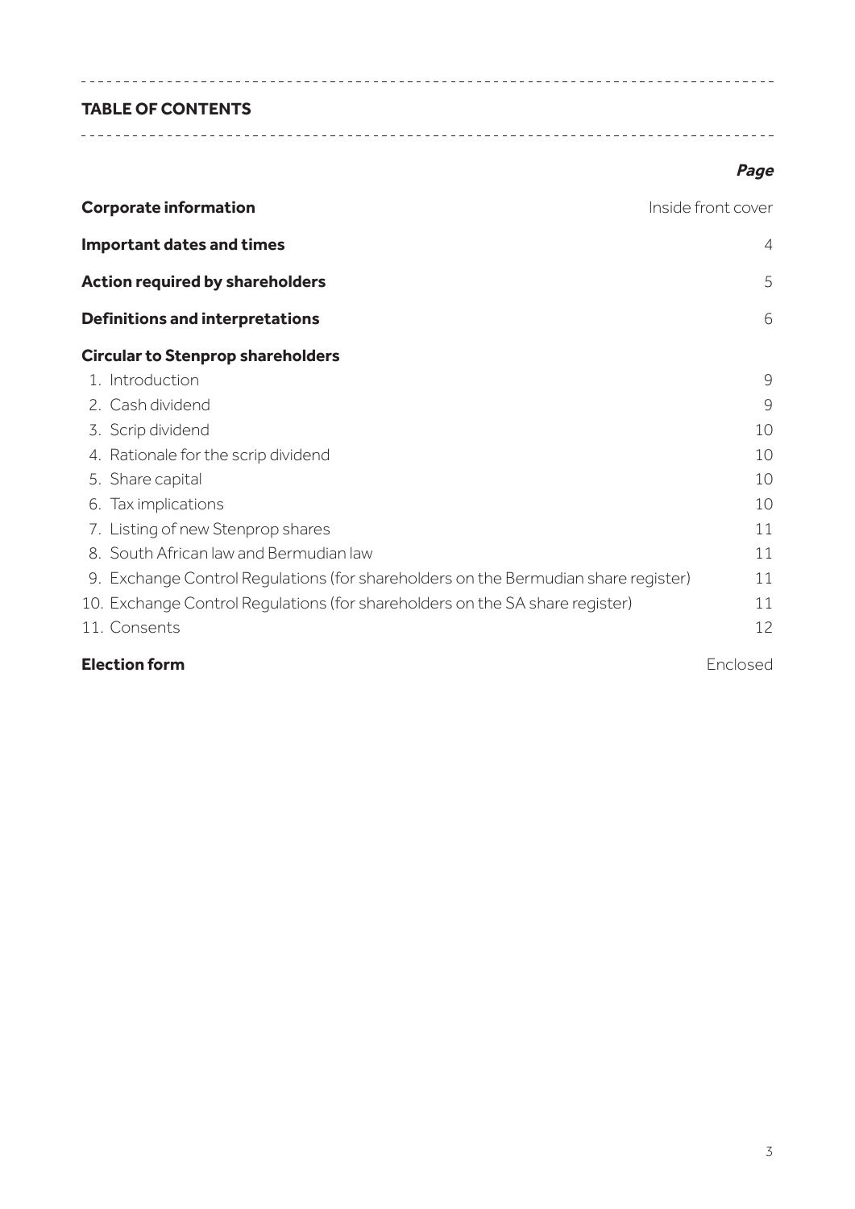## TABLE OF CONTENTS

| | *Page* |
|---|---|
| **Corporate information** | Inside front cover |
| **Important dates and times** | 4 |
| **Action required by shareholders** | 5 |
| **Definitions and interpretations** | 6 |
| **Circular to Stenprop shareholders** | |
| 1. Introduction | 9 |
| 2. Cash dividend | 9 |
| 3. Scrip dividend | 10 |
| 4. Rationale for the scrip dividend | 10 |
| 5. Share capital | 10 |
| 6. Tax implications | 10 |
| 7. Listing of new Stenprop shares | 11 |
| 8. South African law and Bermudian law | 11 |
| 9. Exchange Control Regulations (for shareholders on the Bermudian share register) | 11 |
| 10. Exchange Control Regulations (for shareholders on the SA share register) | 11 |
| 11. Consents | 12 |
| **Election form** | Enclosed |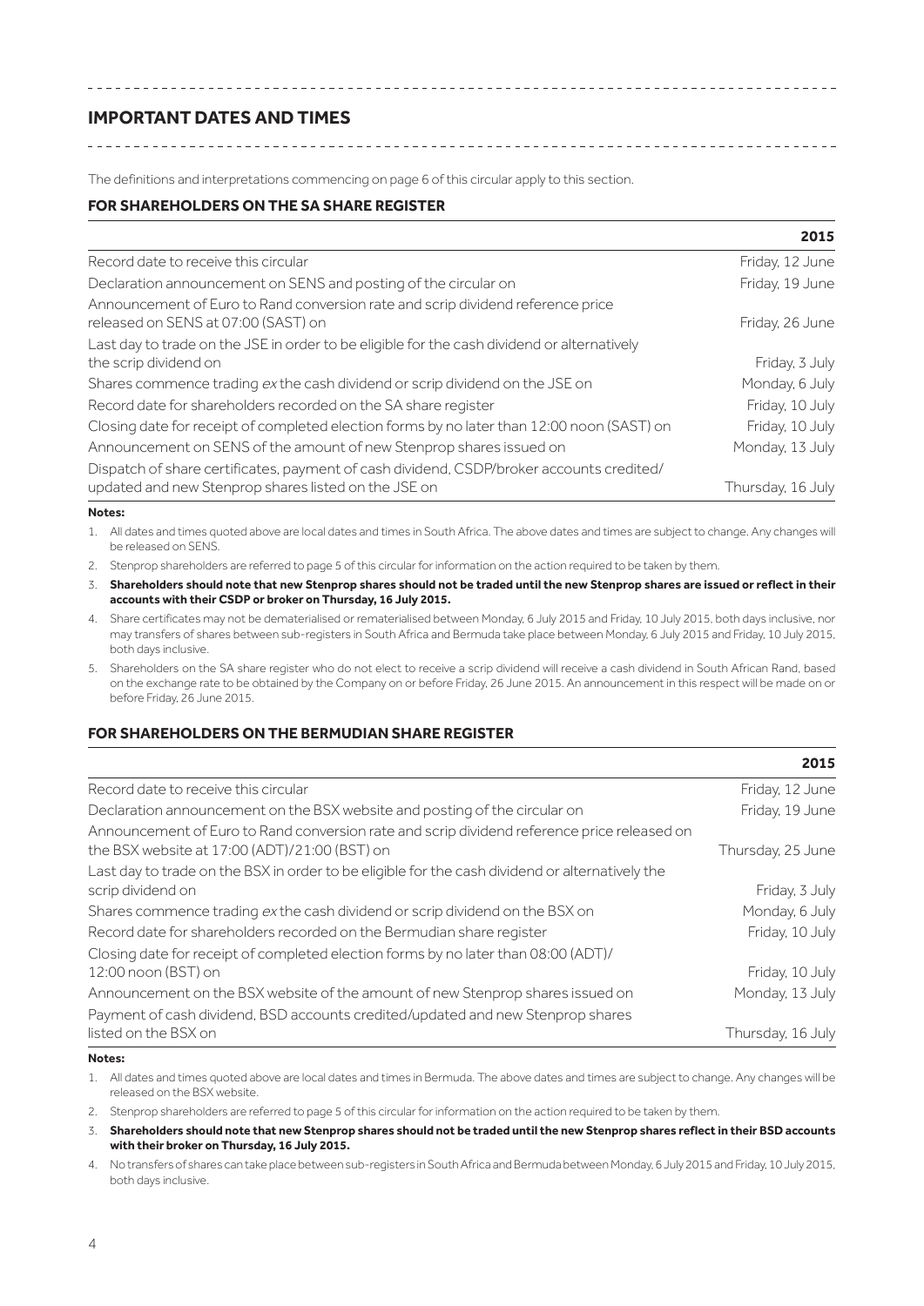## IMPORTANT DATES AND TIMES

The definitions and interpretations commencing on page 6 of this circular apply to this section.

### FOR SHAREHOLDERS ON THE SA SHARE REGISTER

| | **2015** |
|---|---|
| Record date to receive this circular | Friday, 12 June |
| Declaration announcement on SENS and posting of the circular on | Friday, 19 June |
| Announcement of Euro to Rand conversion rate and scrip dividend reference price released on SENS at 07:00 (SAST) on | Friday, 26 June |
| Last day to trade on the JSE in order to be eligible for the cash dividend or alternatively the scrip dividend on | Friday, 3 July |
| Shares commence trading *ex* the cash dividend or scrip dividend on the JSE on | Monday, 6 July |
| Record date for shareholders recorded on the SA share register | Friday, 10 July |
| Closing date for receipt of completed election forms by no later than 12:00 noon (SAST) on | Friday, 10 July |
| Announcement on SENS of the amount of new Stenprop shares issued on | Monday, 13 July |
| Dispatch of share certificates, payment of cash dividend, CSDP/broker accounts credited/ updated and new Stenprop shares listed on the JSE on | Thursday, 16 July |

**Notes:**

1. All dates and times quoted above are local dates and times in South Africa. The above dates and times are subject to change. Any changes will be released on SENS.
2. Stenprop shareholders are referred to page 5 of this circular for information on the action required to be taken by them.
3. **Shareholders should note that new Stenprop shares should not be traded until the new Stenprop shares are issued or reflect in their accounts with their CSDP or broker on Thursday, 16 July 2015.**
4. Share certificates may not be dematerialised or rematerialised between Monday, 6 July 2015 and Friday, 10 July 2015, both days inclusive, nor may transfers of shares between sub-registers in South Africa and Bermuda take place between Monday, 6 July 2015 and Friday, 10 July 2015, both days inclusive.
5. Shareholders on the SA share register who do not elect to receive a scrip dividend will receive a cash dividend in South African Rand, based on the exchange rate to be obtained by the Company on or before Friday, 26 June 2015. An announcement in this respect will be made on or before Friday, 26 June 2015.

### FOR SHAREHOLDERS ON THE BERMUDIAN SHARE REGISTER

| | **2015** |
|---|---|
| Record date to receive this circular | Friday, 12 June |
| Declaration announcement on the BSX website and posting of the circular on | Friday, 19 June |
| Announcement of Euro to Rand conversion rate and scrip dividend reference price released on the BSX website at 17:00 (ADT)/21:00 (BST) on | Thursday, 25 June |
| Last day to trade on the BSX in order to be eligible for the cash dividend or alternatively the scrip dividend on | Friday, 3 July |
| Shares commence trading *ex* the cash dividend or scrip dividend on the BSX on | Monday, 6 July |
| Record date for shareholders recorded on the Bermudian share register | Friday, 10 July |
| Closing date for receipt of completed election forms by no later than 08:00 (ADT)/ 12:00 noon (BST) on | Friday, 10 July |
| Announcement on the BSX website of the amount of new Stenprop shares issued on | Monday, 13 July |
| Payment of cash dividend, BSD accounts credited/updated and new Stenprop shares listed on the BSX on | Thursday, 16 July |

**Notes:**

1. All dates and times quoted above are local dates and times in Bermuda. The above dates and times are subject to change. Any changes will be released on the BSX website.
2. Stenprop shareholders are referred to page 5 of this circular for information on the action required to be taken by them.
3. **Shareholders should note that new Stenprop shares should not be traded until the new Stenprop shares reflect in their BSD accounts with their broker on Thursday, 16 July 2015.**
4. No transfers of shares can take place between sub-registers in South Africa and Bermuda between Monday, 6 July 2015 and Friday, 10 July 2015, both days inclusive.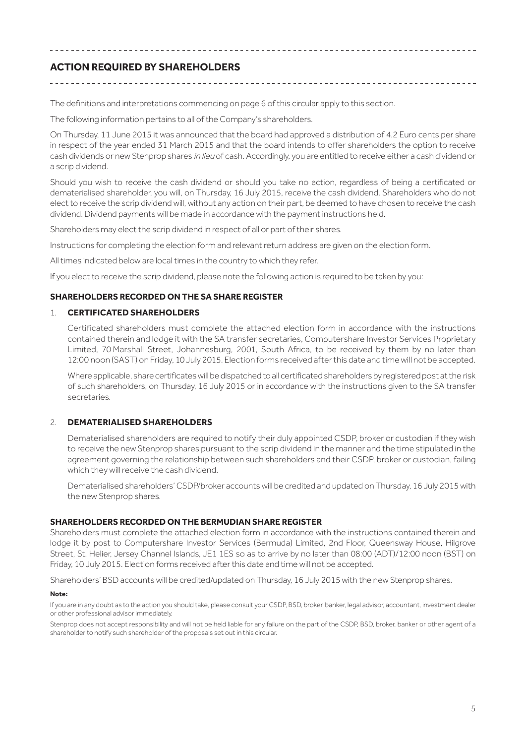## ACTION REQUIRED BY SHAREHOLDERS

The definitions and interpretations commencing on page 6 of this circular apply to this section.

The following information pertains to all of the Company's shareholders.

On Thursday, 11 June 2015 it was announced that the board had approved a distribution of 4.2 Euro cents per share in respect of the year ended 31 March 2015 and that the board intends to offer shareholders the option to receive cash dividends or new Stenprop shares *in lieu* of cash. Accordingly, you are entitled to receive either a cash dividend or a scrip dividend.

Should you wish to receive the cash dividend or should you take no action, regardless of being a certificated or dematerialised shareholder, you will, on Thursday, 16 July 2015, receive the cash dividend. Shareholders who do not elect to receive the scrip dividend will, without any action on their part, be deemed to have chosen to receive the cash dividend. Dividend payments will be made in accordance with the payment instructions held.

Shareholders may elect the scrip dividend in respect of all or part of their shares.

Instructions for completing the election form and relevant return address are given on the election form.

All times indicated below are local times in the country to which they refer.

If you elect to receive the scrip dividend, please note the following action is required to be taken by you:

### SHAREHOLDERS RECORDED ON THE SA SHARE REGISTER

1. **CERTIFICATED SHAREHOLDERS**

   Certificated shareholders must complete the attached election form in accordance with the instructions contained therein and lodge it with the SA transfer secretaries, Computershare Investor Services Proprietary Limited, 70 Marshall Street, Johannesburg, 2001, South Africa, to be received by them by no later than 12:00 noon (SAST) on Friday, 10 July 2015. Election forms received after this date and time will not be accepted.

   Where applicable, share certificates will be dispatched to all certificated shareholders by registered post at the risk of such shareholders, on Thursday, 16 July 2015 or in accordance with the instructions given to the SA transfer secretaries.

2. **DEMATERIALISED SHAREHOLDERS**

   Dematerialised shareholders are required to notify their duly appointed CSDP, broker or custodian if they wish to receive the new Stenprop shares pursuant to the scrip dividend in the manner and the time stipulated in the agreement governing the relationship between such shareholders and their CSDP, broker or custodian, failing which they will receive the cash dividend.

   Dematerialised shareholders' CSDP/broker accounts will be credited and updated on Thursday, 16 July 2015 with the new Stenprop shares.

### SHAREHOLDERS RECORDED ON THE BERMUDIAN SHARE REGISTER

Shareholders must complete the attached election form in accordance with the instructions contained therein and lodge it by post to Computershare Investor Services (Bermuda) Limited, 2nd Floor, Queensway House, Hilgrove Street, St. Helier, Jersey Channel Islands, JE1 1ES so as to arrive by no later than 08:00 (ADT)/12:00 noon (BST) on Friday, 10 July 2015. Election forms received after this date and time will not be accepted.

Shareholders' BSD accounts will be credited/updated on Thursday, 16 July 2015 with the new Stenprop shares.

**Note:**

If you are in any doubt as to the action you should take, please consult your CSDP, BSD, broker, banker, legal advisor, accountant, investment dealer or other professional advisor immediately.

Stenprop does not accept responsibility and will not be held liable for any failure on the part of the CSDP, BSD, broker, banker or other agent of a shareholder to notify such shareholder of the proposals set out in this circular.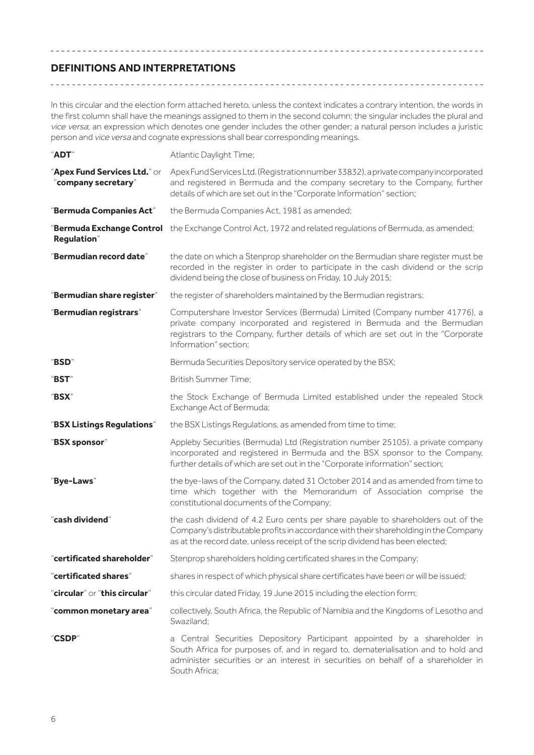## DEFINITIONS AND INTERPRETATIONS

In this circular and the election form attached hereto, unless the context indicates a contrary intention, the words in the first column shall have the meanings assigned to them in the second column; the singular includes the plural and *vice versa*; an expression which denotes one gender includes the other gender; a natural person includes a juristic person and *vice versa* and cognate expressions shall bear corresponding meanings.

| | |
|---|---|
| "**ADT**" | Atlantic Daylight Time; |
| "**Apex Fund Services Ltd.**" or "**company secretary**" | Apex Fund Services Ltd. (Registration number 33832), a private company incorporated and registered in Bermuda and the company secretary to the Company, further details of which are set out in the "Corporate Information" section; |
| "**Bermuda Companies Act**" | the Bermuda Companies Act, 1981 as amended; |
| "**Bermuda Exchange Control Regulation**" | the Exchange Control Act, 1972 and related regulations of Bermuda, as amended; |
| "**Bermudian record date**" | the date on which a Stenprop shareholder on the Bermudian share register must be recorded in the register in order to participate in the cash dividend or the scrip dividend being the close of business on Friday, 10 July 2015; |
| "**Bermudian share register**" | the register of shareholders maintained by the Bermudian registrars; |
| "**Bermudian registrars**" | Computershare Investor Services (Bermuda) Limited (Company number 41776), a private company incorporated and registered in Bermuda and the Bermudian registrars to the Company, further details of which are set out in the "Corporate Information" section; |
| "**BSD**" | Bermuda Securities Depository service operated by the BSX; |
| "**BST**" | British Summer Time; |
| "**BSX**" | the Stock Exchange of Bermuda Limited established under the repealed Stock Exchange Act of Bermuda; |
| "**BSX Listings Regulations**" | the BSX Listings Regulations, as amended from time to time; |
| "**BSX sponsor**" | Appleby Securities (Bermuda) Ltd (Registration number 25105), a private company incorporated and registered in Bermuda and the BSX sponsor to the Company, further details of which are set out in the "Corporate information" section; |
| "**Bye-Laws**" | the bye-laws of the Company, dated 31 October 2014 and as amended from time to time which together with the Memorandum of Association comprise the constitutional documents of the Company; |
| "**cash dividend**" | the cash dividend of 4.2 Euro cents per share payable to shareholders out of the Company's distributable profits in accordance with their shareholding in the Company as at the record date, unless receipt of the scrip dividend has been elected; |
| "**certificated shareholder**" | Stenprop shareholders holding certificated shares in the Company; |
| "**certificated shares**" | shares in respect of which physical share certificates have been or will be issued; |
| "**circular**" or "**this circular**" | this circular dated Friday, 19 June 2015 including the election form; |
| "**common monetary area**" | collectively, South Africa, the Republic of Namibia and the Kingdoms of Lesotho and Swaziland; |
| "**CSDP**" | a Central Securities Depository Participant appointed by a shareholder in South Africa for purposes of, and in regard to, dematerialisation and to hold and administer securities or an interest in securities on behalf of a shareholder in South Africa; |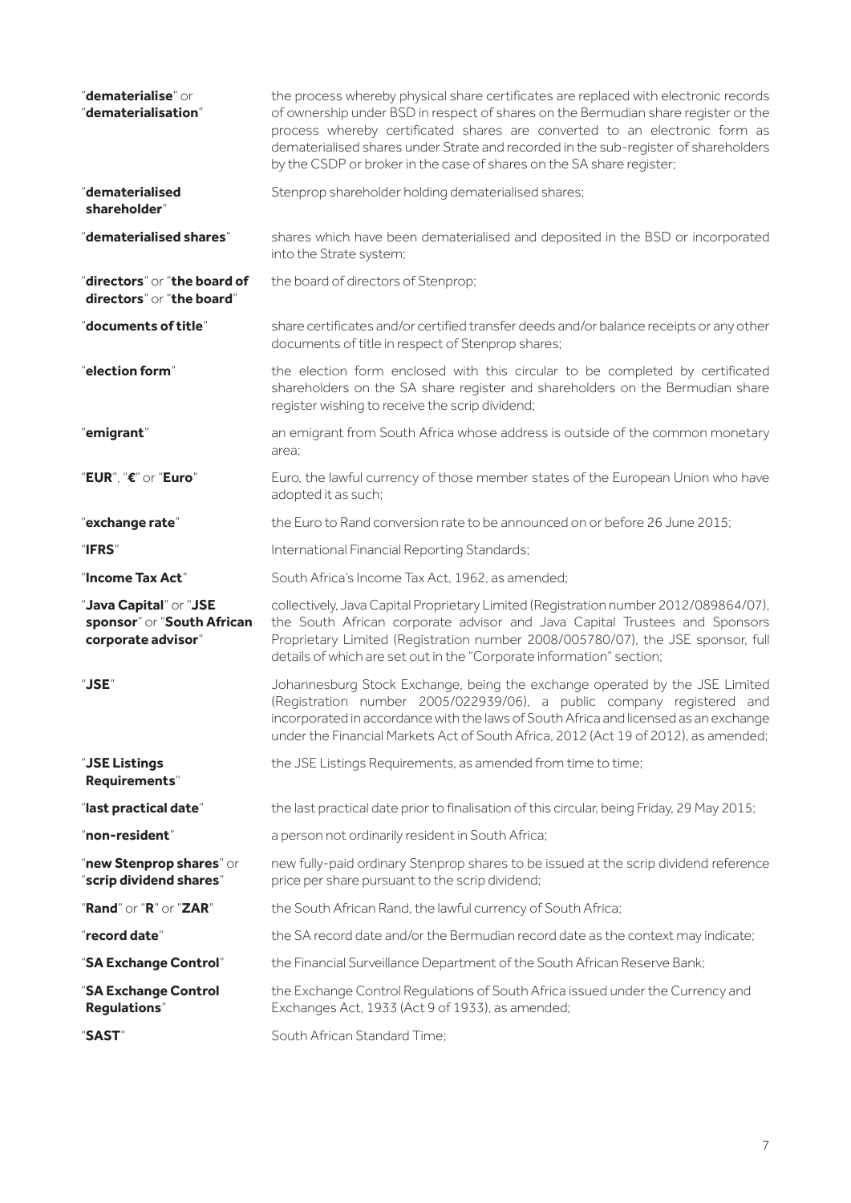| | |
|---|---|
| "**dematerialise**" or "**dematerialisation**" | the process whereby physical share certificates are replaced with electronic records of ownership under BSD in respect of shares on the Bermudian share register or the process whereby certificated shares are converted to an electronic form as dematerialised shares under Strate and recorded in the sub-register of shareholders by the CSDP or broker in the case of shares on the SA share register; |
| "**dematerialised shareholder**" | Stenprop shareholder holding dematerialised shares; |
| "**dematerialised shares**" | shares which have been dematerialised and deposited in the BSD or incorporated into the Strate system; |
| "**directors**" or "**the board of directors**" or "**the board**" | the board of directors of Stenprop; |
| "**documents of title**" | share certificates and/or certified transfer deeds and/or balance receipts or any other documents of title in respect of Stenprop shares; |
| "**election form**" | the election form enclosed with this circular to be completed by certificated shareholders on the SA share register and shareholders on the Bermudian share register wishing to receive the scrip dividend; |
| "**emigrant**" | an emigrant from South Africa whose address is outside of the common monetary area; |
| "**EUR**", "**€**" or "**Euro**" | Euro, the lawful currency of those member states of the European Union who have adopted it as such; |
| "**exchange rate**" | the Euro to Rand conversion rate to be announced on or before 26 June 2015; |
| "**IFRS**" | International Financial Reporting Standards; |
| "**Income Tax Act**" | South Africa's Income Tax Act, 1962, as amended; |
| "**Java Capital**" or "**JSE sponsor**" or "**South African corporate advisor**" | collectively, Java Capital Proprietary Limited (Registration number 2012/089864/07), the South African corporate advisor and Java Capital Trustees and Sponsors Proprietary Limited (Registration number 2008/005780/07), the JSE sponsor, full details of which are set out in the "Corporate information" section; |
| "**JSE**" | Johannesburg Stock Exchange, being the exchange operated by the JSE Limited (Registration number 2005/022939/06), a public company registered and incorporated in accordance with the laws of South Africa and licensed as an exchange under the Financial Markets Act of South Africa, 2012 (Act 19 of 2012), as amended; |
| "**JSE Listings Requirements**" | the JSE Listings Requirements, as amended from time to time; |
| "**last practical date**" | the last practical date prior to finalisation of this circular, being Friday, 29 May 2015; |
| "**non-resident**" | a person not ordinarily resident in South Africa; |
| "**new Stenprop shares**" or "**scrip dividend shares**" | new fully-paid ordinary Stenprop shares to be issued at the scrip dividend reference price per share pursuant to the scrip dividend; |
| "**Rand**" or "**R**" or "**ZAR**" | the South African Rand, the lawful currency of South Africa; |
| "**record date**" | the SA record date and/or the Bermudian record date as the context may indicate; |
| "**SA Exchange Control**" | the Financial Surveillance Department of the South African Reserve Bank; |
| "**SA Exchange Control Regulations**" | the Exchange Control Regulations of South Africa issued under the Currency and Exchanges Act, 1933 (Act 9 of 1933), as amended; |
| "**SAST**" | South African Standard Time; |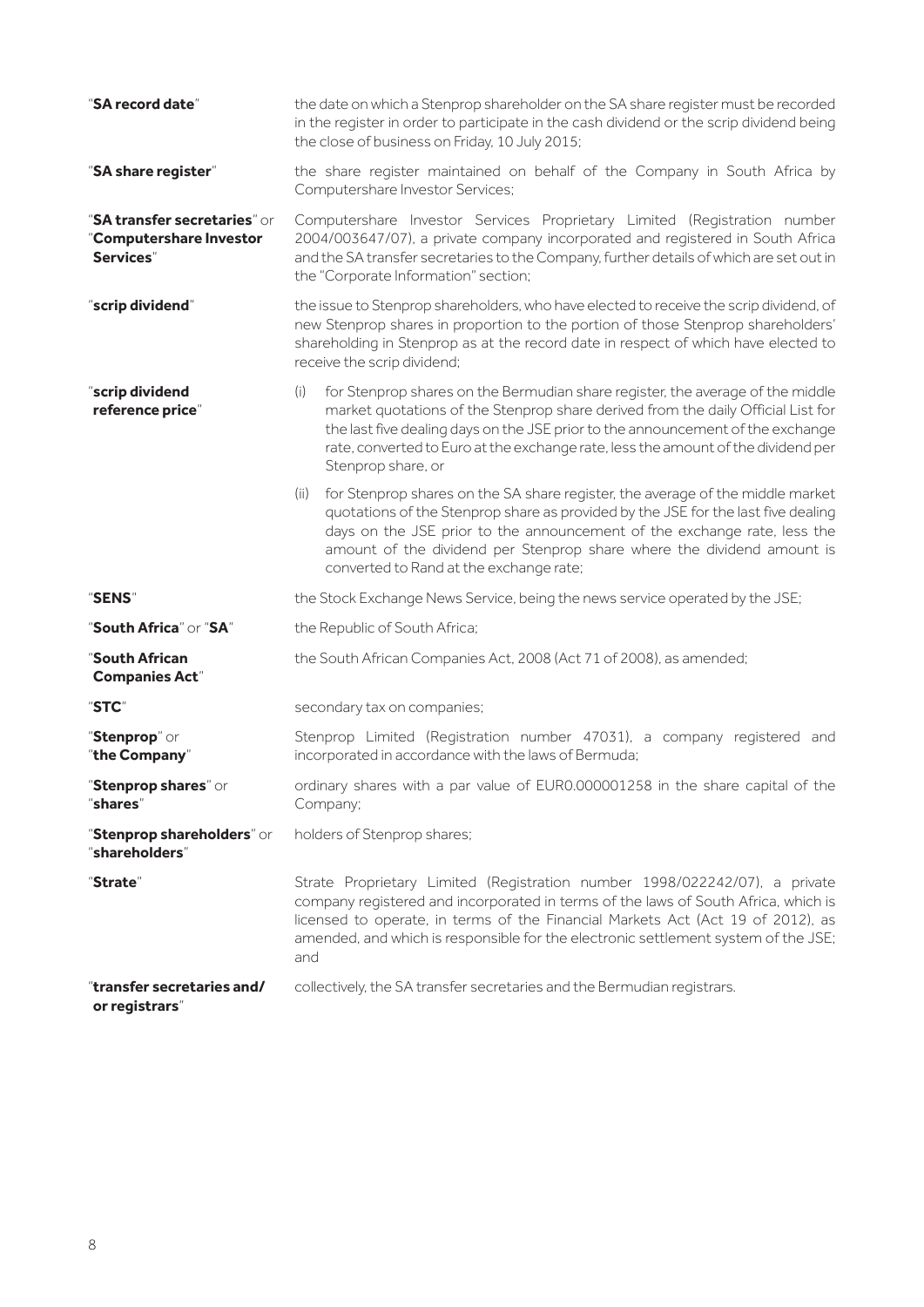| | |
|---|---|
| "**SA record date**" | the date on which a Stenprop shareholder on the SA share register must be recorded in the register in order to participate in the cash dividend or the scrip dividend being the close of business on Friday, 10 July 2015; |
| "**SA share register**" | the share register maintained on behalf of the Company in South Africa by Computershare Investor Services; |
| "**SA transfer secretaries**" or "**Computershare Investor Services**" | Computershare Investor Services Proprietary Limited (Registration number 2004/003647/07), a private company incorporated and registered in South Africa and the SA transfer secretaries to the Company, further details of which are set out in the "Corporate Information" section; |
| "**scrip dividend**" | the issue to Stenprop shareholders, who have elected to receive the scrip dividend, of new Stenprop shares in proportion to the portion of those Stenprop shareholders' shareholding in Stenprop as at the record date in respect of which have elected to receive the scrip dividend; |
| "**scrip dividend reference price**" | (i) for Stenprop shares on the Bermudian share register, the average of the middle market quotations of the Stenprop share derived from the daily Official List for the last five dealing days on the JSE prior to the announcement of the exchange rate, converted to Euro at the exchange rate, less the amount of the dividend per Stenprop share, or<br><br>(ii) for Stenprop shares on the SA share register, the average of the middle market quotations of the Stenprop share as provided by the JSE for the last five dealing days on the JSE prior to the announcement of the exchange rate, less the amount of the dividend per Stenprop share where the dividend amount is converted to Rand at the exchange rate; |
| "**SENS**" | the Stock Exchange News Service, being the news service operated by the JSE; |
| "**South Africa**" or "**SA**" | the Republic of South Africa; |
| "**South African Companies Act**" | the South African Companies Act, 2008 (Act 71 of 2008), as amended; |
| "**STC**" | secondary tax on companies; |
| "**Stenprop**" or "**the Company**" | Stenprop Limited (Registration number 47031), a company registered and incorporated in accordance with the laws of Bermuda; |
| "**Stenprop shares**" or "**shares**" | ordinary shares with a par value of EUR0.000001258 in the share capital of the Company; |
| "**Stenprop shareholders**" or "**shareholders**" | holders of Stenprop shares; |
| "**Strate**" | Strate Proprietary Limited (Registration number 1998/022242/07), a private company registered and incorporated in terms of the laws of South Africa, which is licensed to operate, in terms of the Financial Markets Act (Act 19 of 2012), as amended, and which is responsible for the electronic settlement system of the JSE; and |
| "**transfer secretaries and/ or registrars**" | collectively, the SA transfer secretaries and the Bermudian registrars. |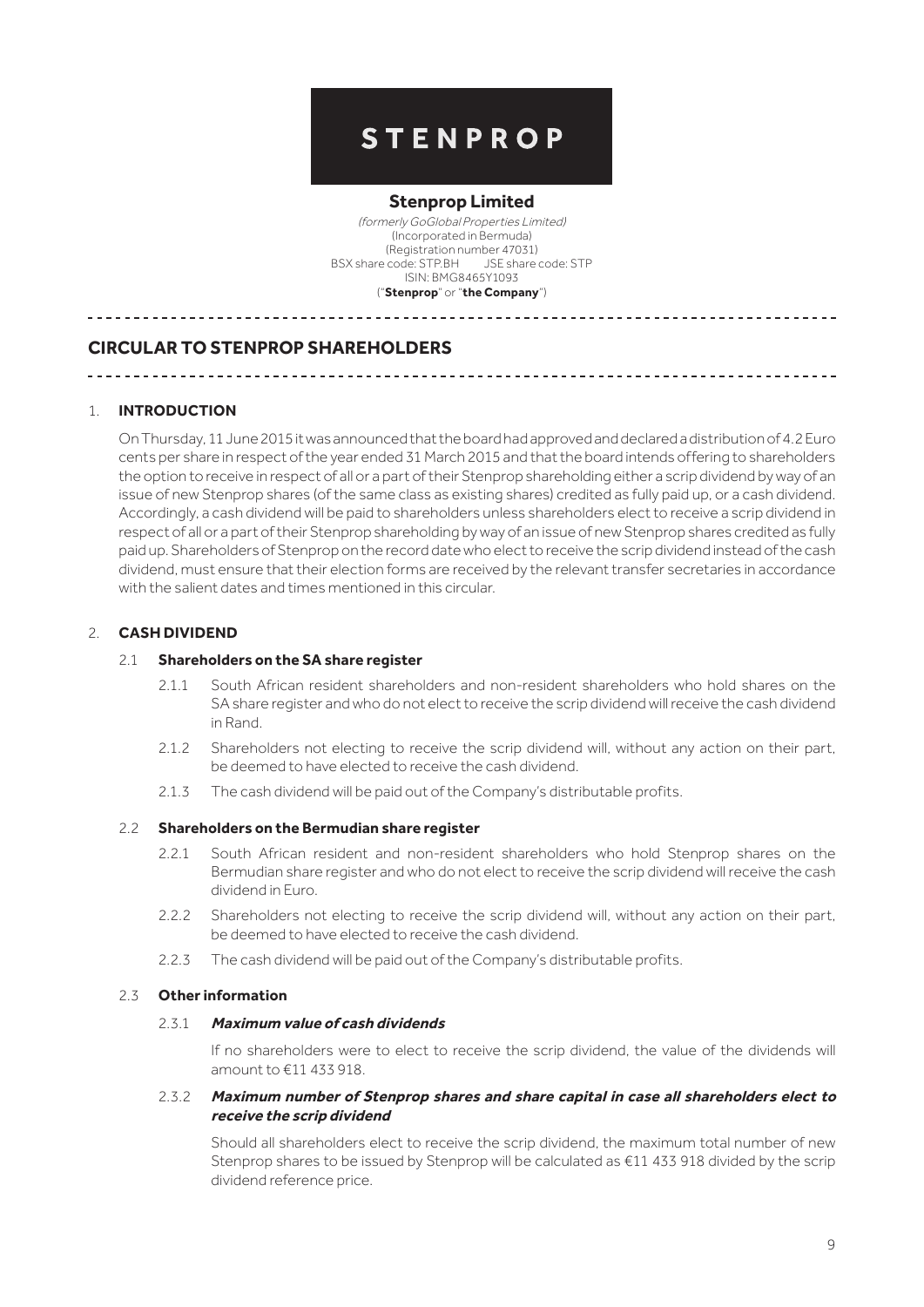# STENPROP

**Stenprop Limited**

*(formerly GoGlobal Properties Limited)*
(Incorporated in Bermuda)
(Registration number 47031)
BSX share code: STP.BH JSE share code: STP
ISIN: BMG8465Y1093
("**Stenprop**" or "**the Company**")

## CIRCULAR TO STENPROP SHAREHOLDERS

### 1. INTRODUCTION

On Thursday, 11 June 2015 it was announced that the board had approved and declared a distribution of 4.2 Euro cents per share in respect of the year ended 31 March 2015 and that the board intends offering to shareholders the option to receive in respect of all or a part of their Stenprop shareholding either a scrip dividend by way of an issue of new Stenprop shares (of the same class as existing shares) credited as fully paid up, or a cash dividend. Accordingly, a cash dividend will be paid to shareholders unless shareholders elect to receive a scrip dividend in respect of all or a part of their Stenprop shareholding by way of an issue of new Stenprop shares credited as fully paid up. Shareholders of Stenprop on the record date who elect to receive the scrip dividend instead of the cash dividend, must ensure that their election forms are received by the relevant transfer secretaries in accordance with the salient dates and times mentioned in this circular.

### 2. CASH DIVIDEND

#### 2.1 Shareholders on the SA share register

2.1.1 South African resident shareholders and non-resident shareholders who hold shares on the SA share register and who do not elect to receive the scrip dividend will receive the cash dividend in Rand.

2.1.2 Shareholders not electing to receive the scrip dividend will, without any action on their part, be deemed to have elected to receive the cash dividend.

2.1.3 The cash dividend will be paid out of the Company's distributable profits.

#### 2.2 Shareholders on the Bermudian share register

2.2.1 South African resident and non-resident shareholders who hold Stenprop shares on the Bermudian share register and who do not elect to receive the scrip dividend will receive the cash dividend in Euro.

2.2.2 Shareholders not electing to receive the scrip dividend will, without any action on their part, be deemed to have elected to receive the cash dividend.

2.2.3 The cash dividend will be paid out of the Company's distributable profits.

#### 2.3 Other information

2.3.1 ***Maximum value of cash dividends***

If no shareholders were to elect to receive the scrip dividend, the value of the dividends will amount to €11 433 918.

2.3.2 ***Maximum number of Stenprop shares and share capital in case all shareholders elect to receive the scrip dividend***

Should all shareholders elect to receive the scrip dividend, the maximum total number of new Stenprop shares to be issued by Stenprop will be calculated as €11 433 918 divided by the scrip dividend reference price.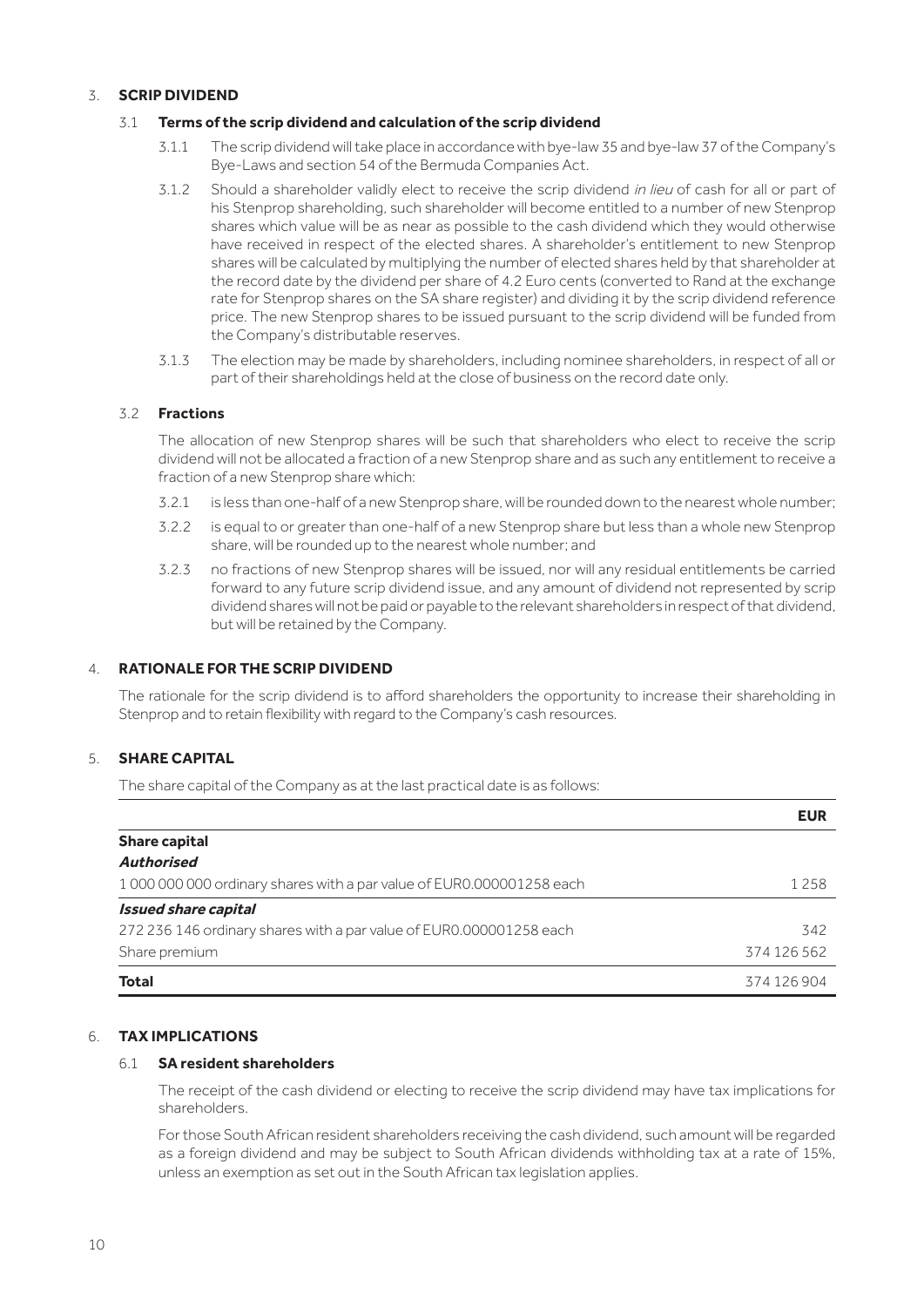## 3. SCRIP DIVIDEND

### 3.1 Terms of the scrip dividend and calculation of the scrip dividend

3.1.1 The scrip dividend will take place in accordance with bye-law 35 and bye-law 37 of the Company's Bye-Laws and section 54 of the Bermuda Companies Act.

3.1.2 Should a shareholder validly elect to receive the scrip dividend *in lieu* of cash for all or part of his Stenprop shareholding, such shareholder will become entitled to a number of new Stenprop shares which value will be as near as possible to the cash dividend which they would otherwise have received in respect of the elected shares. A shareholder's entitlement to new Stenprop shares will be calculated by multiplying the number of elected shares held by that shareholder at the record date by the dividend per share of 4.2 Euro cents (converted to Rand at the exchange rate for Stenprop shares on the SA share register) and dividing it by the scrip dividend reference price. The new Stenprop shares to be issued pursuant to the scrip dividend will be funded from the Company's distributable reserves.

3.1.3 The election may be made by shareholders, including nominee shareholders, in respect of all or part of their shareholdings held at the close of business on the record date only.

### 3.2 Fractions

The allocation of new Stenprop shares will be such that shareholders who elect to receive the scrip dividend will not be allocated a fraction of a new Stenprop share and as such any entitlement to receive a fraction of a new Stenprop share which:

3.2.1 is less than one-half of a new Stenprop share, will be rounded down to the nearest whole number;

3.2.2 is equal to or greater than one-half of a new Stenprop share but less than a whole new Stenprop share, will be rounded up to the nearest whole number; and

3.2.3 no fractions of new Stenprop shares will be issued, nor will any residual entitlements be carried forward to any future scrip dividend issue, and any amount of dividend not represented by scrip dividend shares will not be paid or payable to the relevant shareholders in respect of that dividend, but will be retained by the Company.

## 4. RATIONALE FOR THE SCRIP DIVIDEND

The rationale for the scrip dividend is to afford shareholders the opportunity to increase their shareholding in Stenprop and to retain flexibility with regard to the Company's cash resources.

## 5. SHARE CAPITAL

The share capital of the Company as at the last practical date is as follows:

| | EUR |
|---|---|
| **Share capital** | |
| ***Authorised*** | |
| 1 000 000 000 ordinary shares with a par value of EUR0.000001258 each | 1 258 |
| ***Issued share capital*** | |
| 272 236 146 ordinary shares with a par value of EUR0.000001258 each | 342 |
| Share premium | 374 126 562 |
| **Total** | 374 126 904 |

## 6. TAX IMPLICATIONS

### 6.1 SA resident shareholders

The receipt of the cash dividend or electing to receive the scrip dividend may have tax implications for shareholders.

For those South African resident shareholders receiving the cash dividend, such amount will be regarded as a foreign dividend and may be subject to South African dividends withholding tax at a rate of 15%, unless an exemption as set out in the South African tax legislation applies.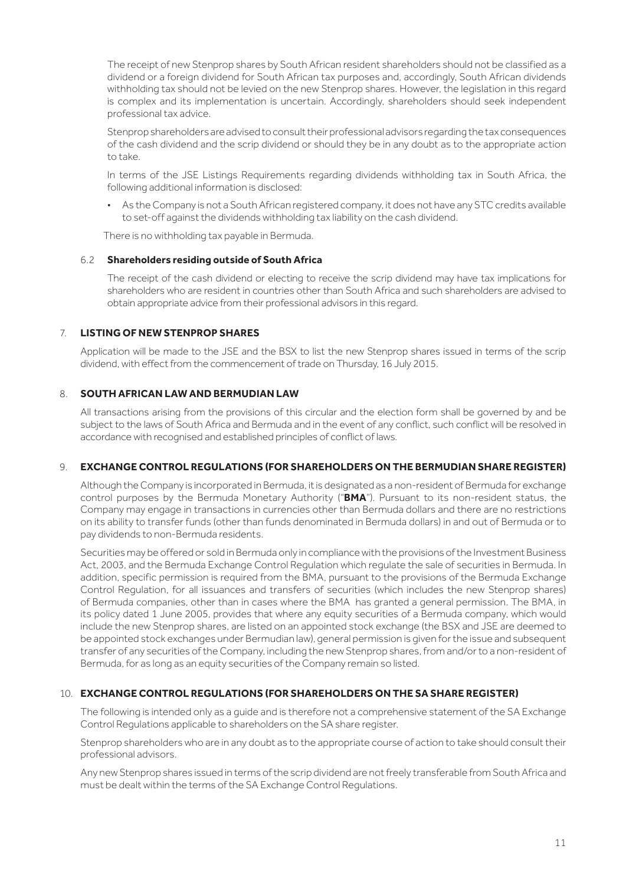The receipt of new Stenprop shares by South African resident shareholders should not be classified as a dividend or a foreign dividend for South African tax purposes and, accordingly, South African dividends withholding tax should not be levied on the new Stenprop shares. However, the legislation in this regard is complex and its implementation is uncertain. Accordingly, shareholders should seek independent professional tax advice.

Stenprop shareholders are advised to consult their professional advisors regarding the tax consequences of the cash dividend and the scrip dividend or should they be in any doubt as to the appropriate action to take.

In terms of the JSE Listings Requirements regarding dividends withholding tax in South Africa, the following additional information is disclosed:

- As the Company is not a South African registered company, it does not have any STC credits available to set-off against the dividends withholding tax liability on the cash dividend.

There is no withholding tax payable in Bermuda.

### 6.2 Shareholders residing outside of South Africa

The receipt of the cash dividend or electing to receive the scrip dividend may have tax implications for shareholders who are resident in countries other than South Africa and such shareholders are advised to obtain appropriate advice from their professional advisors in this regard.

## 7. LISTING OF NEW STENPROP SHARES

Application will be made to the JSE and the BSX to list the new Stenprop shares issued in terms of the scrip dividend, with effect from the commencement of trade on Thursday, 16 July 2015.

## 8. SOUTH AFRICAN LAW AND BERMUDIAN LAW

All transactions arising from the provisions of this circular and the election form shall be governed by and be subject to the laws of South Africa and Bermuda and in the event of any conflict, such conflict will be resolved in accordance with recognised and established principles of conflict of laws.

## 9. EXCHANGE CONTROL REGULATIONS (FOR SHAREHOLDERS ON THE BERMUDIAN SHARE REGISTER)

Although the Company is incorporated in Bermuda, it is designated as a non-resident of Bermuda for exchange control purposes by the Bermuda Monetary Authority ("**BMA**"). Pursuant to its non-resident status, the Company may engage in transactions in currencies other than Bermuda dollars and there are no restrictions on its ability to transfer funds (other than funds denominated in Bermuda dollars) in and out of Bermuda or to pay dividends to non-Bermuda residents.

Securities may be offered or sold in Bermuda only in compliance with the provisions of the Investment Business Act, 2003, and the Bermuda Exchange Control Regulation which regulate the sale of securities in Bermuda. In addition, specific permission is required from the BMA, pursuant to the provisions of the Bermuda Exchange Control Regulation, for all issuances and transfers of securities (which includes the new Stenprop shares) of Bermuda companies, other than in cases where the BMA has granted a general permission. The BMA, in its policy dated 1 June 2005, provides that where any equity securities of a Bermuda company, which would include the new Stenprop shares, are listed on an appointed stock exchange (the BSX and JSE are deemed to be appointed stock exchanges under Bermudian law), general permission is given for the issue and subsequent transfer of any securities of the Company, including the new Stenprop shares, from and/or to a non-resident of Bermuda, for as long as an equity securities of the Company remain so listed.

## 10. EXCHANGE CONTROL REGULATIONS (FOR SHAREHOLDERS ON THE SA SHARE REGISTER)

The following is intended only as a guide and is therefore not a comprehensive statement of the SA Exchange Control Regulations applicable to shareholders on the SA share register.

Stenprop shareholders who are in any doubt as to the appropriate course of action to take should consult their professional advisors.

Any new Stenprop shares issued in terms of the scrip dividend are not freely transferable from South Africa and must be dealt within the terms of the SA Exchange Control Regulations.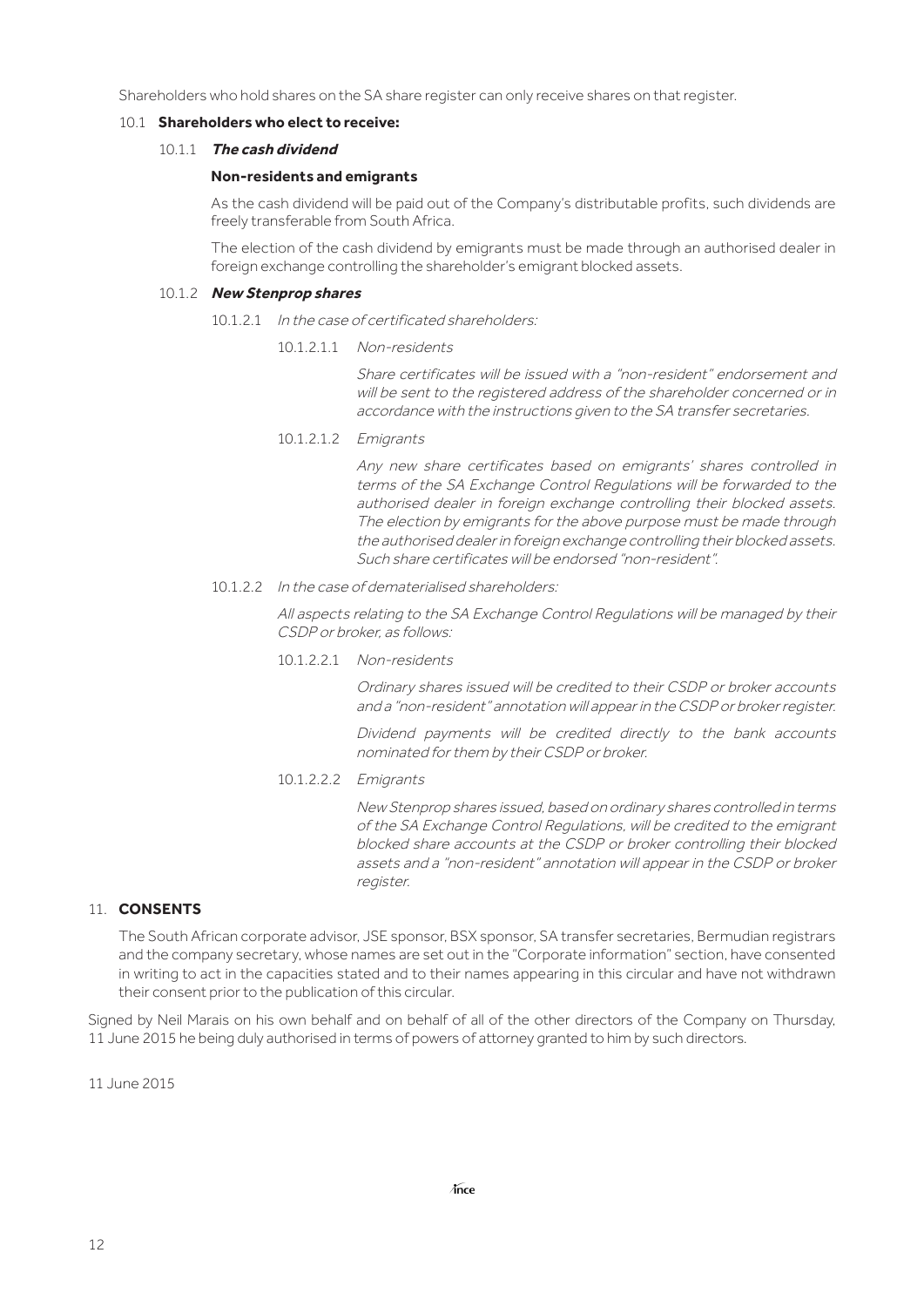Shareholders who hold shares on the SA share register can only receive shares on that register.

10.1 **Shareholders who elect to receive:**

10.1.1 ***The cash dividend***

**Non-residents and emigrants**

As the cash dividend will be paid out of the Company's distributable profits, such dividends are freely transferable from South Africa.

The election of the cash dividend by emigrants must be made through an authorised dealer in foreign exchange controlling the shareholder's emigrant blocked assets.

10.1.2 ***New Stenprop shares***

10.1.2.1 *In the case of certificated shareholders:*

10.1.2.1.1 *Non-residents*

*Share certificates will be issued with a "non-resident" endorsement and will be sent to the registered address of the shareholder concerned or in accordance with the instructions given to the SA transfer secretaries.*

10.1.2.1.2 *Emigrants*

*Any new share certificates based on emigrants' shares controlled in terms of the SA Exchange Control Regulations will be forwarded to the authorised dealer in foreign exchange controlling their blocked assets. The election by emigrants for the above purpose must be made through the authorised dealer in foreign exchange controlling their blocked assets. Such share certificates will be endorsed "non-resident".*

10.1.2.2 *In the case of dematerialised shareholders:*

*All aspects relating to the SA Exchange Control Regulations will be managed by their CSDP or broker, as follows:*

10.1.2.2.1 *Non-residents*

*Ordinary shares issued will be credited to their CSDP or broker accounts and a "non-resident" annotation will appear in the CSDP or broker register.*

*Dividend payments will be credited directly to the bank accounts nominated for them by their CSDP or broker.*

10.1.2.2.2 *Emigrants*

*New Stenprop shares issued, based on ordinary shares controlled in terms of the SA Exchange Control Regulations, will be credited to the emigrant blocked share accounts at the CSDP or broker controlling their blocked assets and a "non-resident" annotation will appear in the CSDP or broker register.*

## 11. CONSENTS

The South African corporate advisor, JSE sponsor, BSX sponsor, SA transfer secretaries, Bermudian registrars and the company secretary, whose names are set out in the "Corporate information" section, have consented in writing to act in the capacities stated and to their names appearing in this circular and have not withdrawn their consent prior to the publication of this circular.

Signed by Neil Marais on his own behalf and on behalf of all of the other directors of the Company on Thursday, 11 June 2015 he being duly authorised in terms of powers of attorney granted to him by such directors.

11 June 2015